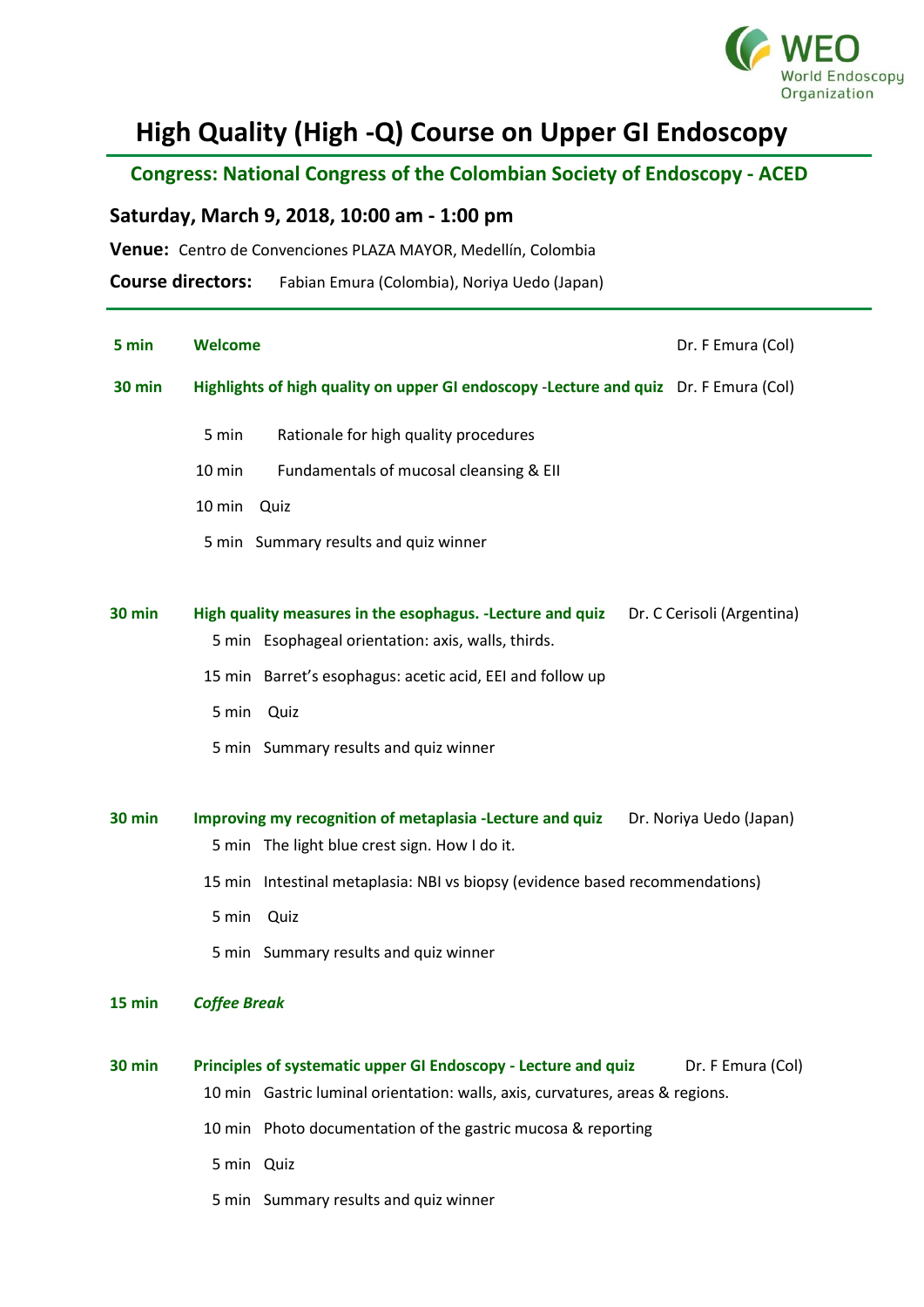WEO World Endoscopy Organization

# High Quality (High -Q) Course on Upper GI Endoscopy

## Congress: National Congress of the Colombian Society of Endoscopy - ACED

### Saturday, March 9, 2018, 10:00 am - 1:00 pm

**Venue:** Centro de Convenciones PLAZA MAYOR, Medellín, Colombia

**Course directors:** Fabian Emura (Colombia), Noriya Uedo (Japan)

---

**5 min** **Welcome** — Dr. F Emura (Col)

**30 min** **Highlights of high quality on upper GI endoscopy -Lecture and quiz** — Dr. F Emura (Col)

- 5 min Rationale for high quality procedures
- 10 min Fundamentals of mucosal cleansing & EII
- 10 min Quiz
- 5 min Summary results and quiz winner

**30 min** **High quality measures in the esophagus. -Lecture and quiz** — Dr. C Cerisoli (Argentina)

- 5 min Esophageal orientation: axis, walls, thirds.
- 15 min Barret's esophagus: acetic acid, EEI and follow up
- 5 min Quiz
- 5 min Summary results and quiz winner

**30 min** **Improving my recognition of metaplasia -Lecture and quiz** — Dr. Noriya Uedo (Japan)

- 5 min The light blue crest sign. How I do it.
- 15 min Intestinal metaplasia: NBI vs biopsy (evidence based recommendations)
- 5 min Quiz
- 5 min Summary results and quiz winner

**15 min** ***Coffee Break***

**30 min** **Principles of systematic upper GI Endoscopy - Lecture and quiz** — Dr. F Emura (Col)

- 10 min Gastric luminal orientation: walls, axis, curvatures, areas & regions.
- 10 min Photo documentation of the gastric mucosa & reporting
- 5 min Quiz
- 5 min Summary results and quiz winner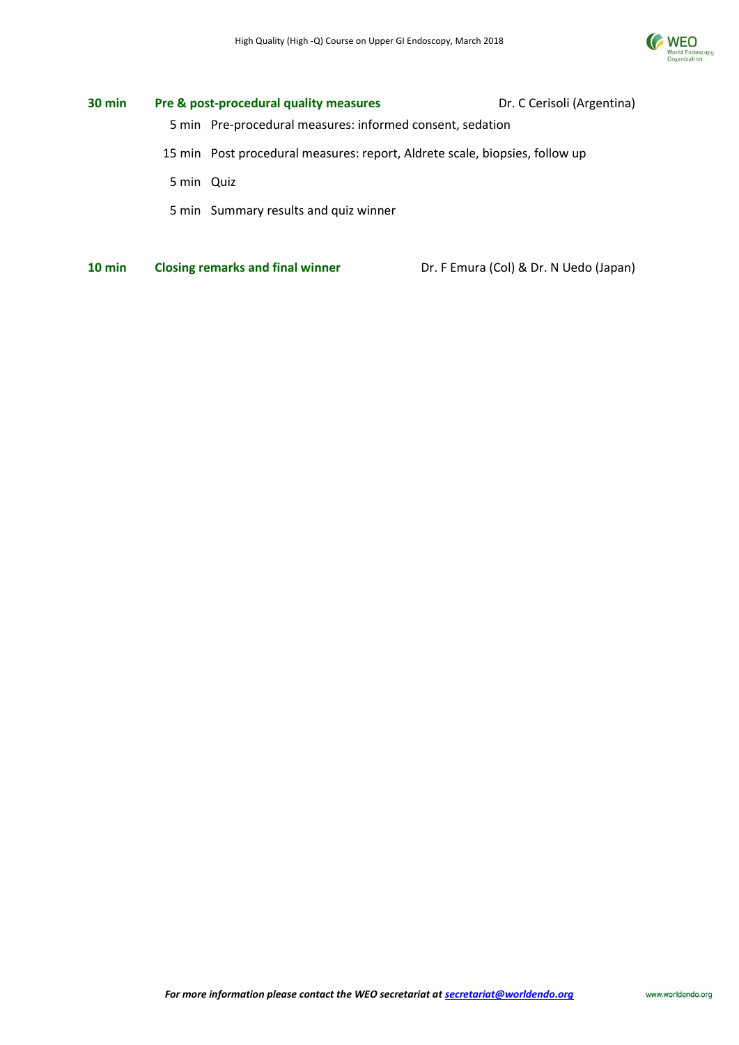**30 min** **Pre & post-procedural quality measures** Dr. C Cerisoli (Argentina)

5 min Pre-procedural measures: informed consent, sedation

15 min Post procedural measures: report, Aldrete scale, biopsies, follow up

5 min Quiz

5 min Summary results and quiz winner

**10 min** **Closing remarks and final winner** Dr. F Emura (Col) & Dr. N Uedo (Japan)

***For more information please contact the WEO secretariat at [secretariat@worldendo.org](mailto:secretariat@worldendo.org)***

www.worldendo.org